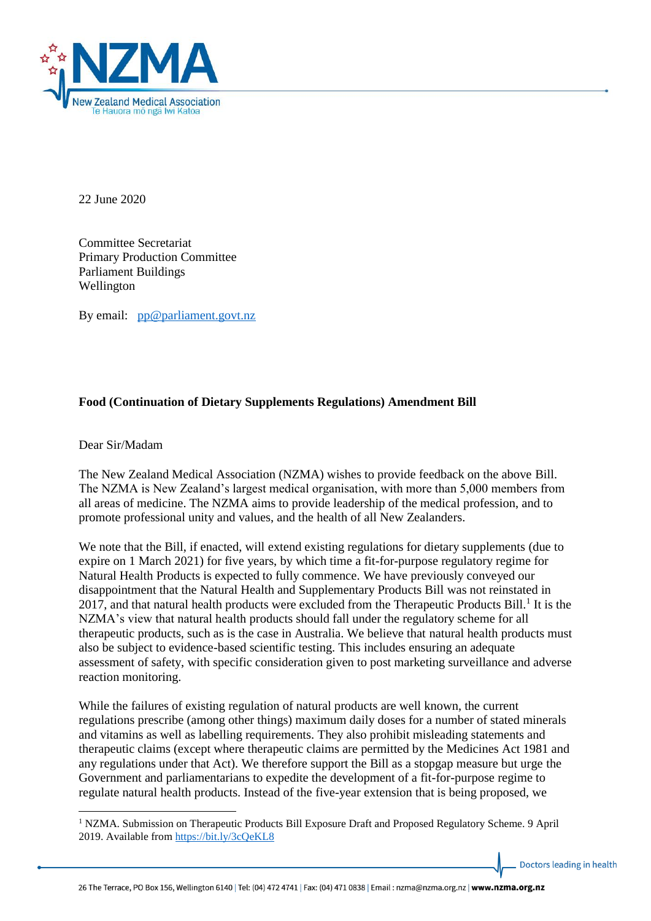22 June 2020

Committee Secretariat
Primary Production Committee
Parliament Buildings
Wellington

By email: pp@parliament.govt.nz

**Food (Continuation of Dietary Supplements Regulations) Amendment Bill**

Dear Sir/Madam

The New Zealand Medical Association (NZMA) wishes to provide feedback on the above Bill. The NZMA is New Zealand's largest medical organisation, with more than 5,000 members from all areas of medicine. The NZMA aims to provide leadership of the medical profession, and to promote professional unity and values, and the health of all New Zealanders.

We note that the Bill, if enacted, will extend existing regulations for dietary supplements (due to expire on 1 March 2021) for five years, by which time a fit-for-purpose regulatory regime for Natural Health Products is expected to fully commence. We have previously conveyed our disappointment that the Natural Health and Supplementary Products Bill was not reinstated in 2017, and that natural health products were excluded from the Therapeutic Products Bill.[1] It is the NZMA's view that natural health products should fall under the regulatory scheme for all therapeutic products, such as is the case in Australia. We believe that natural health products must also be subject to evidence-based scientific testing. This includes ensuring an adequate assessment of safety, with specific consideration given to post marketing surveillance and adverse reaction monitoring.

While the failures of existing regulation of natural products are well known, the current regulations prescribe (among other things) maximum daily doses for a number of stated minerals and vitamins as well as labelling requirements. They also prohibit misleading statements and therapeutic claims (except where therapeutic claims are permitted by the Medicines Act 1981 and any regulations under that Act). We therefore support the Bill as a stopgap measure but urge the Government and parliamentarians to expedite the development of a fit-for-purpose regime to regulate natural health products. Instead of the five-year extension that is being proposed, we

[1] NZMA. Submission on Therapeutic Products Bill Exposure Draft and Proposed Regulatory Scheme. 9 April 2019. Available from https://bit.ly/3cQeKL8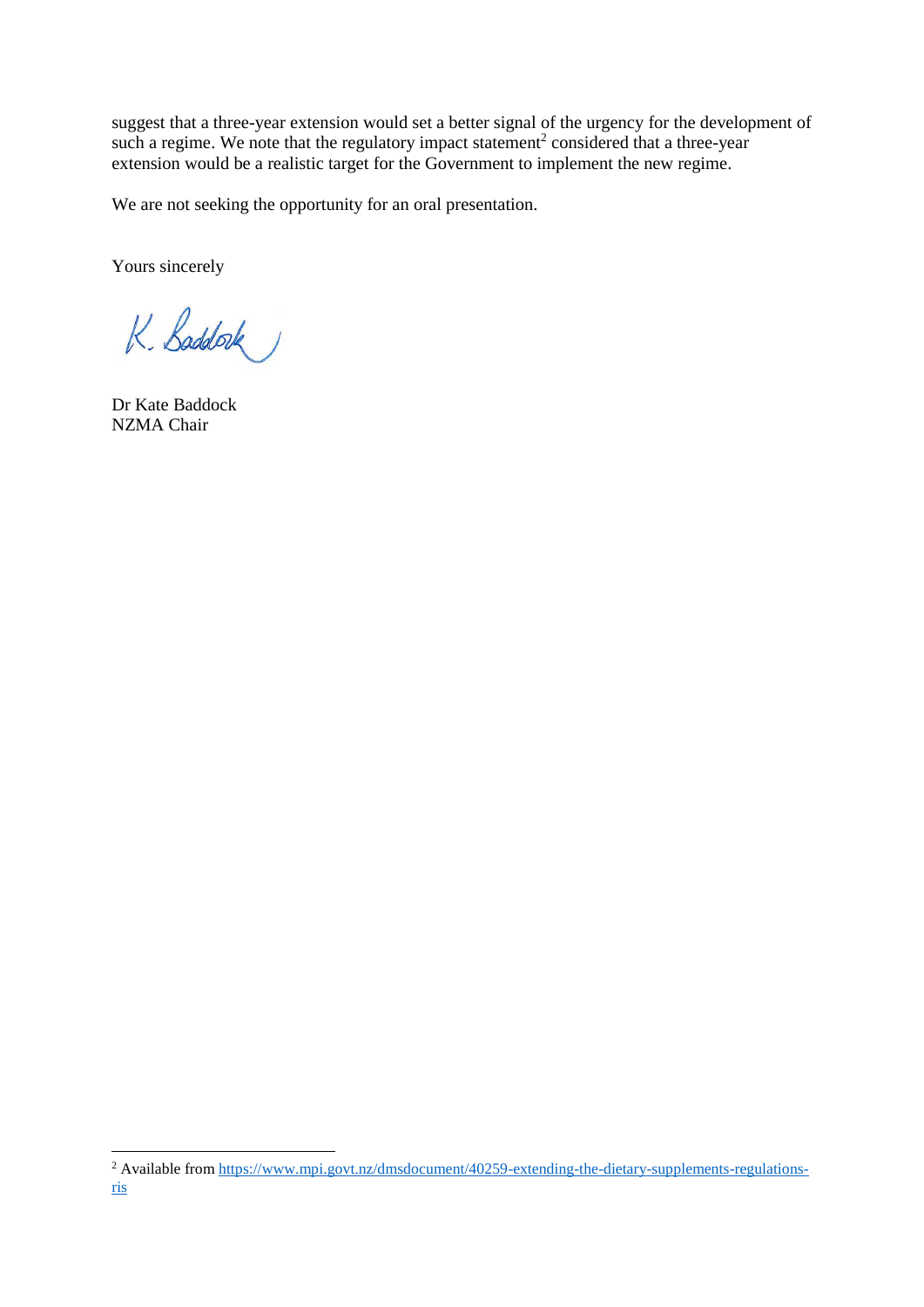suggest that a three-year extension would set a better signal of the urgency for the development of such a regime. We note that the regulatory impact statement[2] considered that a three-year extension would be a realistic target for the Government to implement the new regime.

We are not seeking the opportunity for an oral presentation.

Yours sincerely

K. Baddock

Dr Kate Baddock
NZMA Chair

---

[2] Available from https://www.mpi.govt.nz/dmsdocument/40259-extending-the-dietary-supplements-regulations-ris